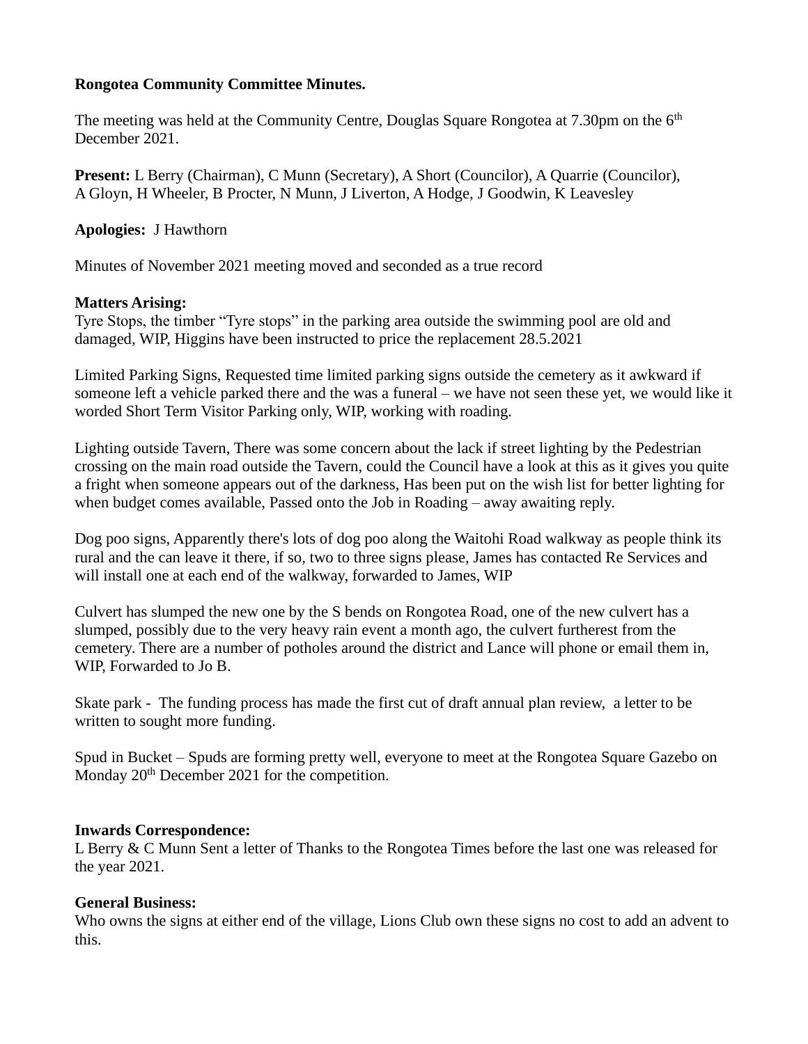**Rongotea Community Committee Minutes.**

The meeting was held at the Community Centre, Douglas Square Rongotea at 7.30pm on the 6th December 2021.

**Present:** L Berry (Chairman), C Munn (Secretary), A Short (Councilor), A Quarrie (Councilor), A Gloyn, H Wheeler, B Procter, N Munn, J Liverton, A Hodge, J Goodwin, K Leavesley

**Apologies:** J Hawthorn

Minutes of November 2021 meeting moved and seconded as a true record

**Matters Arising:**
Tyre Stops, the timber “Tyre stops” in the parking area outside the swimming pool are old and damaged, WIP, Higgins have been instructed to price the replacement 28.5.2021

Limited Parking Signs, Requested time limited parking signs outside the cemetery as it awkward if someone left a vehicle parked there and the was a funeral – we have not seen these yet, we would like it worded Short Term Visitor Parking only, WIP, working with roading.

Lighting outside Tavern, There was some concern about the lack if street lighting by the Pedestrian crossing on the main road outside the Tavern, could the Council have a look at this as it gives you quite a fright when someone appears out of the darkness, Has been put on the wish list for better lighting for when budget comes available, Passed onto the Job in Roading – away awaiting reply.

Dog poo signs, Apparently there's lots of dog poo along the Waitohi Road walkway as people think its rural and the can leave it there, if so, two to three signs please, James has contacted Re Services and will install one at each end of the walkway, forwarded to James, WIP

Culvert has slumped the new one by the S bends on Rongotea Road, one of the new culvert has a slumped, possibly due to the very heavy rain event a month ago, the culvert furtherest from the cemetery. There are a number of potholes around the district and Lance will phone or email them in, WIP, Forwarded to Jo B.

Skate park - The funding process has made the first cut of draft annual plan review, a letter to be written to sought more funding.

Spud in Bucket – Spuds are forming pretty well, everyone to meet at the Rongotea Square Gazebo on Monday 20th December 2021 for the competition.

**Inwards Correspondence:**
L Berry & C Munn Sent a letter of Thanks to the Rongotea Times before the last one was released for the year 2021.

**General Business:**
Who owns the signs at either end of the village, Lions Club own these signs no cost to add an advent to this.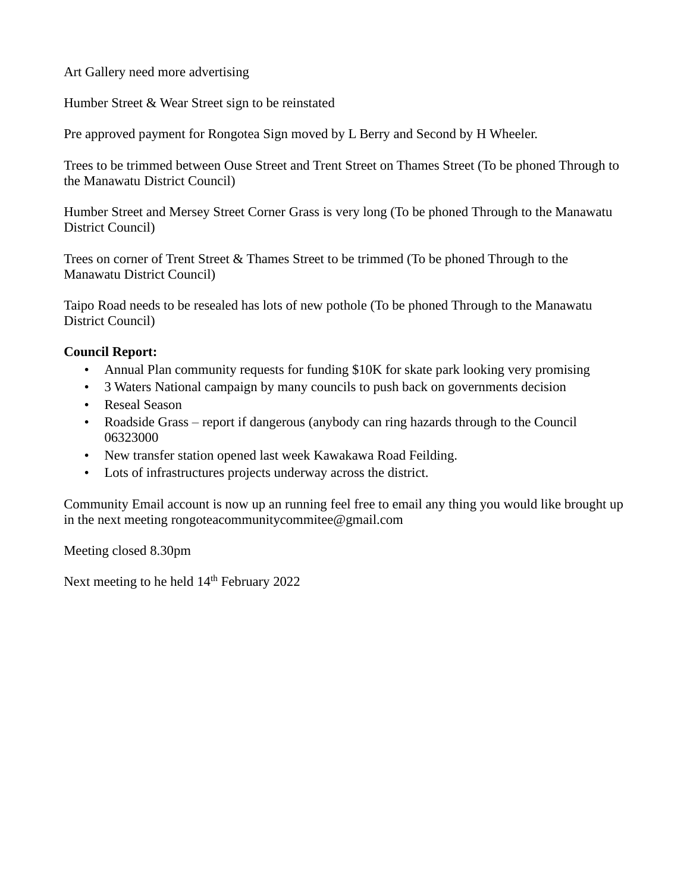Art Gallery need more advertising

Humber Street & Wear Street sign to be reinstated

Pre approved payment for Rongotea Sign moved by L Berry and Second by H Wheeler.

Trees to be trimmed between Ouse Street and Trent Street on Thames Street (To be phoned Through to the Manawatu District Council)

Humber Street and Mersey Street Corner Grass is very long (To be phoned Through to the Manawatu District Council)

Trees on corner of Trent Street & Thames Street to be trimmed (To be phoned Through to the Manawatu District Council)

Taipo Road needs to be resealed has lots of new pothole (To be phoned Through to the Manawatu District Council)

**Council Report:**

- Annual Plan community requests for funding $10K for skate park looking very promising
- 3 Waters National campaign by many councils to push back on governments decision
- Reseal Season
- Roadside Grass – report if dangerous (anybody can ring hazards through to the Council 06323000
- New transfer station opened last week Kawakawa Road Feilding.
- Lots of infrastructures projects underway across the district.

Community Email account is now up an running feel free to email any thing you would like brought up in the next meeting rongoteacommunitycommitee@gmail.com

Meeting closed 8.30pm

Next meeting to he held 14th February 2022